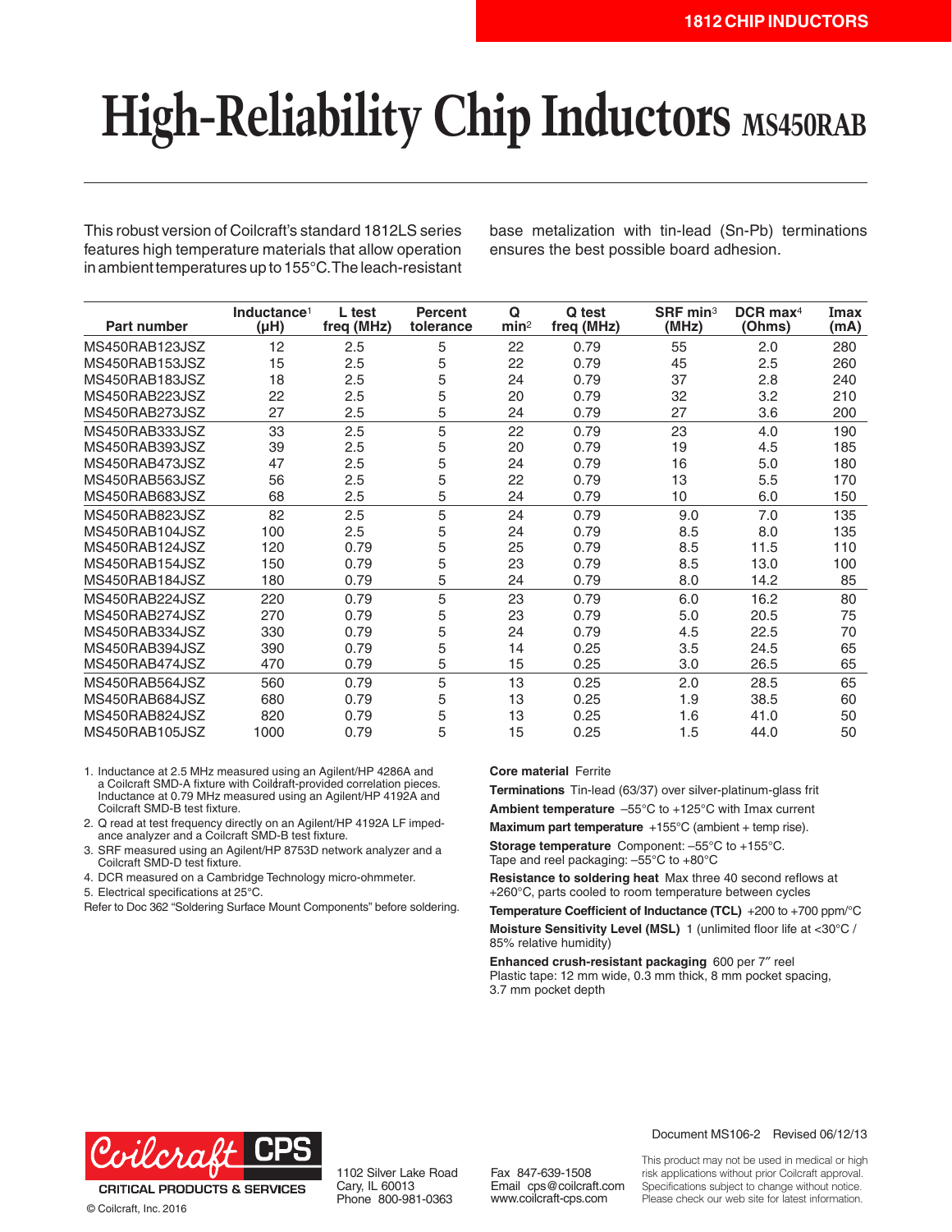# High-Reliability Chip Inductors MS450RAB

This robust version of Coilcraft's standard 1812LS series features high temperature materials that allow operation in ambient temperatures up to 155°C. The leach-resistant base metalization with tin-lead (Sn-Pb) terminations ensures the best possible board adhesion.

| Part number | Inductance[1] (µH) | L test freq (MHz) | Percent tolerance | Q min[2] | Q test freq (MHz) | SRF min[3] (MHz) | DCR max[4] (Ohms) | Imax (mA) |
|---|---|---|---|---|---|---|---|---|
| MS450RAB123JSZ | 12 | 2.5 | 5 | 22 | 0.79 | 55 | 2.0 | 280 |
| MS450RAB153JSZ | 15 | 2.5 | 5 | 22 | 0.79 | 45 | 2.5 | 260 |
| MS450RAB183JSZ | 18 | 2.5 | 5 | 24 | 0.79 | 37 | 2.8 | 240 |
| MS450RAB223JSZ | 22 | 2.5 | 5 | 20 | 0.79 | 32 | 3.2 | 210 |
| MS450RAB273JSZ | 27 | 2.5 | 5 | 24 | 0.79 | 27 | 3.6 | 200 |
| MS450RAB333JSZ | 33 | 2.5 | 5 | 22 | 0.79 | 23 | 4.0 | 190 |
| MS450RAB393JSZ | 39 | 2.5 | 5 | 20 | 0.79 | 19 | 4.5 | 185 |
| MS450RAB473JSZ | 47 | 2.5 | 5 | 24 | 0.79 | 16 | 5.0 | 180 |
| MS450RAB563JSZ | 56 | 2.5 | 5 | 22 | 0.79 | 13 | 5.5 | 170 |
| MS450RAB683JSZ | 68 | 2.5 | 5 | 24 | 0.79 | 10 | 6.0 | 150 |
| MS450RAB823JSZ | 82 | 2.5 | 5 | 24 | 0.79 | 9.0 | 7.0 | 135 |
| MS450RAB104JSZ | 100 | 2.5 | 5 | 24 | 0.79 | 8.5 | 8.0 | 135 |
| MS450RAB124JSZ | 120 | 0.79 | 5 | 25 | 0.79 | 8.5 | 11.5 | 110 |
| MS450RAB154JSZ | 150 | 0.79 | 5 | 23 | 0.79 | 8.5 | 13.0 | 100 |
| MS450RAB184JSZ | 180 | 0.79 | 5 | 24 | 0.79 | 8.0 | 14.2 | 85 |
| MS450RAB224JSZ | 220 | 0.79 | 5 | 23 | 0.79 | 6.0 | 16.2 | 80 |
| MS450RAB274JSZ | 270 | 0.79 | 5 | 23 | 0.79 | 5.0 | 20.5 | 75 |
| MS450RAB334JSZ | 330 | 0.79 | 5 | 24 | 0.79 | 4.5 | 22.5 | 70 |
| MS450RAB394JSZ | 390 | 0.79 | 5 | 14 | 0.25 | 3.5 | 24.5 | 65 |
| MS450RAB474JSZ | 470 | 0.79 | 5 | 15 | 0.25 | 3.0 | 26.5 | 65 |
| MS450RAB564JSZ | 560 | 0.79 | 5 | 13 | 0.25 | 2.0 | 28.5 | 65 |
| MS450RAB684JSZ | 680 | 0.79 | 5 | 13 | 0.25 | 1.9 | 38.5 | 60 |
| MS450RAB824JSZ | 820 | 0.79 | 5 | 13 | 0.25 | 1.6 | 41.0 | 50 |
| MS450RAB105JSZ | 1000 | 0.79 | 5 | 15 | 0.25 | 1.5 | 44.0 | 50 |

1. Inductance at 2.5 MHz measured using an Agilent/HP 4286A and a Coilcraft SMD-A fixture with Coildraft-provided correlation pieces. Inductance at 0.79 MHz measured using an Agilent/HP 4192A and Coilcraft SMD-B test fixture.
2. Q read at test frequency directly on an Agilent/HP 4192A LF impedance analyzer and a Coilcraft SMD-B test fixture.
3. SRF measured using an Agilent/HP 8753D network analyzer and a Coilcraft SMD-D test fixture.
4. DCR measured on a Cambridge Technology micro-ohmmeter.
5. Electrical specifications at 25°C.

Refer to Doc 362 "Soldering Surface Mount Components" before soldering.

**Core material** Ferrite

**Terminations** Tin-lead (63/37) over silver-platinum-glass frit

**Ambient temperature** –55°C to +125°C with Imax current

**Maximum part temperature** +155°C (ambient + temp rise).

**Storage temperature** Component: –55°C to +155°C. Tape and reel packaging: –55°C to +80°C

**Resistance to soldering heat** Max three 40 second reflows at +260°C, parts cooled to room temperature between cycles

**Temperature Coefficient of Inductance (TCL)** +200 to +700 ppm/°C

**Moisture Sensitivity Level (MSL)** 1 (unlimited floor life at <30°C / 85% relative humidity)

**Enhanced crush-resistant packaging** 600 per 7″ reel
Plastic tape: 12 mm wide, 0.3 mm thick, 8 mm pocket spacing, 3.7 mm pocket depth

Document MS106-2 Revised 06/12/13

Coilcraft CPS
CRITICAL PRODUCTS & SERVICES

1102 Silver Lake Road
Cary, IL 60013
Phone 800-981-0363

Fax 847-639-1508
Email cps@coilcraft.com
www.coilcraft-cps.com

This product may not be used in medical or high risk applications without prior Coilcraft approval. Specifications subject to change without notice. Please check our web site for latest information.

© Coilcraft, Inc. 2016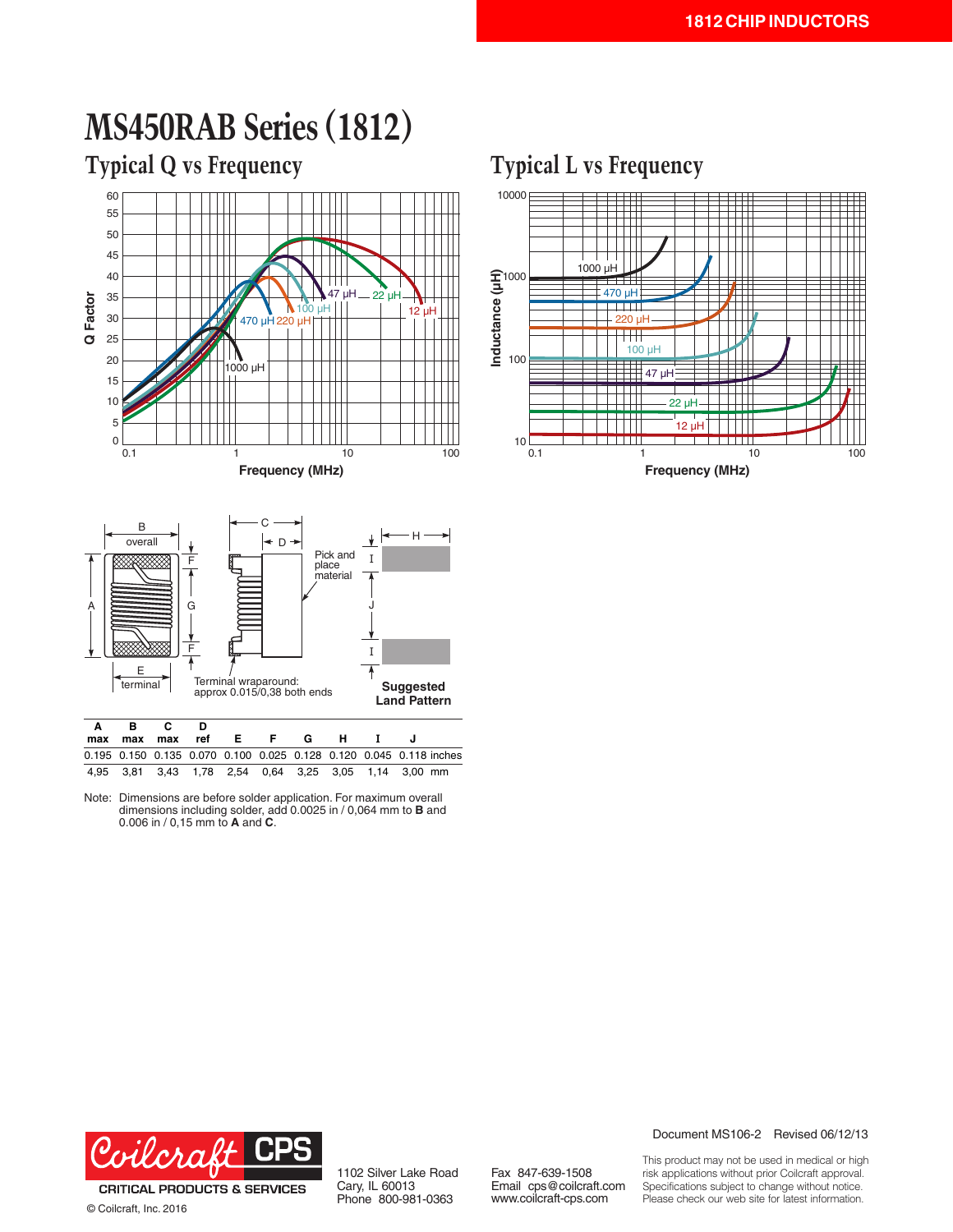# MS450RAB Series (1812)

## Typical Q vs Frequency

Q Factor
60
55
50
45
40
35
30
25
20
15
10
5
0
0.1
1
10
100
Frequency (MHz)
47 µH
22 µH
100 µH
12 µH
470 µH
220 µH
1000 µH

## Typical L vs Frequency

Inductance (µH)
10000
1000
100
10
0.1
1
10
100
Frequency (MHz)
1000 µH
470 µH
220 µH
100 µH
47 µH
22 µH
12 µH

B overall
A
F
G
F
E terminal
C
D
Pick and place material
Terminal wraparound: approx 0.015/0,38 both ends
H
I
J
I
Suggested Land Pattern

| A max | B max | C max | D ref | E | F | G | H | I | J | |
|---|---|---|---|---|---|---|---|---|---|---|
| 0.195 | 0.150 | 0.135 | 0.070 | 0.100 | 0.025 | 0.128 | 0.120 | 0.045 | 0.118 | inches |
| 4,95 | 3,81 | 3,43 | 1,78 | 2,54 | 0,64 | 3,25 | 3,05 | 1,14 | 3,00 | mm |

Note: Dimensions are before solder application. For maximum overall dimensions including solder, add 0.0025 in / 0,064 mm to **B** and 0.006 in / 0,15 mm to **A** and **C**.

Document MS106-2 Revised 06/12/13

1102 Silver Lake Road
Cary, IL 60013
Phone 800-981-0363

Fax 847-639-1508
Email cps@coilcraft.com
www.coilcraft-cps.com

This product may not be used in medical or high risk applications without prior Coilcraft approval. Specifications subject to change without notice. Please check our web site for latest information.

© Coilcraft, Inc. 2016